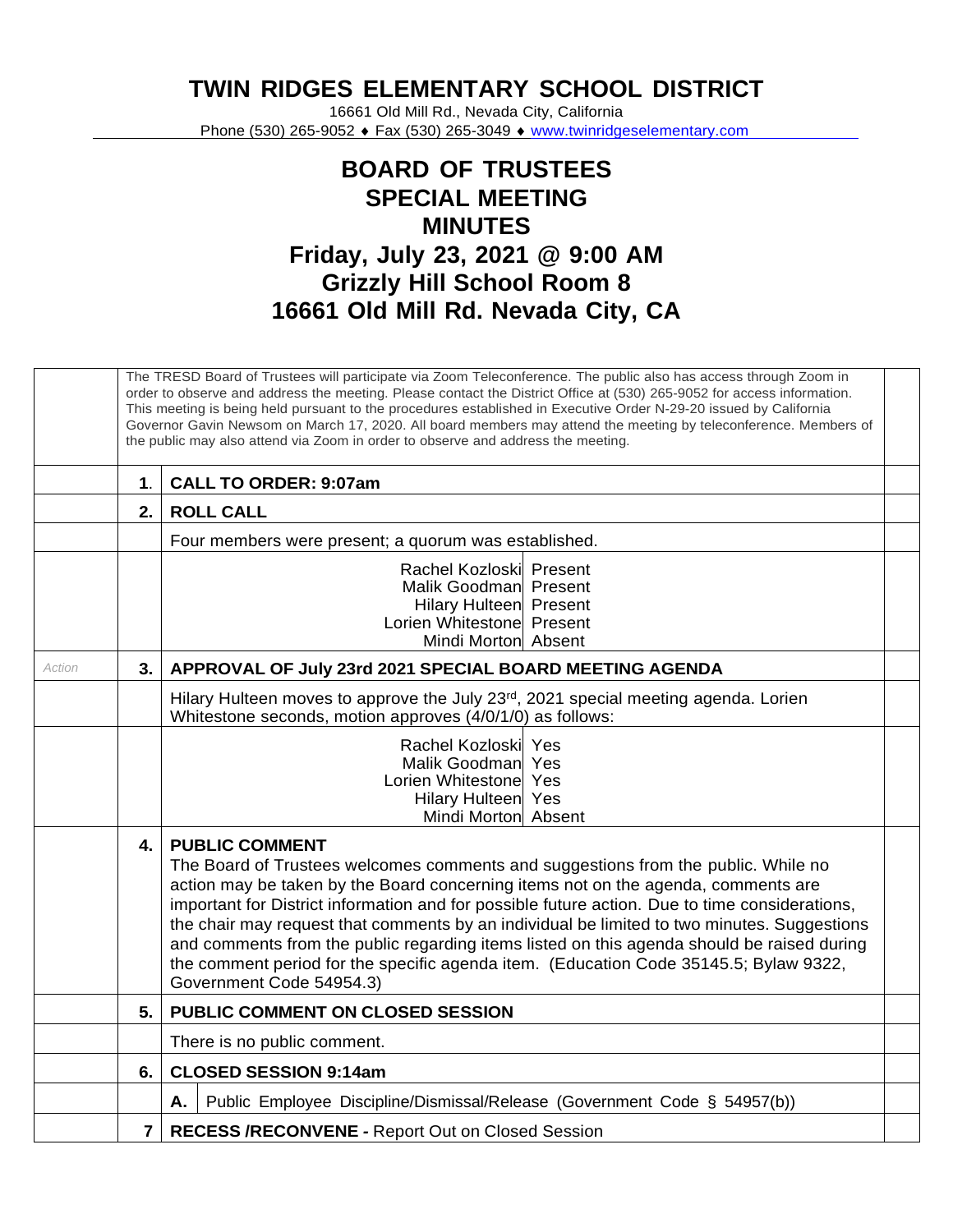# TWIN RIDGES ELEMENTARY SCHOOL DISTRICT

16661 Old Mill Rd., Nevada City, California
Phone (530) 265-9052 ♦ Fax (530) 265-3049 ♦ www.twinridgeselementary.com

## BOARD OF TRUSTEES
## SPECIAL MEETING
## MINUTES
## Friday, July 23, 2021 @ 9:00 AM
## Grizzly Hill School Room 8
## 16661 Old Mill Rd. Nevada City, CA

The TRESD Board of Trustees will participate via Zoom Teleconference. The public also has access through Zoom in order to observe and address the meeting. Please contact the District Office at (530) 265-9052 for access information. This meeting is being held pursuant to the procedures established in Executive Order N-29-20 issued by California Governor Gavin Newsom on March 17, 2020. All board members may attend the meeting by teleconference. Members of the public may also attend via Zoom in order to observe and address the meeting.

**1. CALL TO ORDER: 9:07am**

**2. ROLL CALL**

Four members were present; a quorum was established.

| | |
|---|---|
| Rachel Kozloski | Present |
| Malik Goodman | Present |
| Hilary Hulteen | Present |
| Lorien Whitestone | Present |
| Mindi Morton | Absent |

*Action*

**3. APPROVAL OF July 23rd 2021 SPECIAL BOARD MEETING AGENDA**

Hilary Hulteen moves to approve the July 23rd, 2021 special meeting agenda. Lorien Whitestone seconds, motion approves (4/0/1/0) as follows:

| | |
|---|---|
| Rachel Kozloski | Yes |
| Malik Goodman | Yes |
| Lorien Whitestone | Yes |
| Hilary Hulteen | Yes |
| Mindi Morton | Absent |

**4. PUBLIC COMMENT**

The Board of Trustees welcomes comments and suggestions from the public. While no action may be taken by the Board concerning items not on the agenda, comments are important for District information and for possible future action. Due to time considerations, the chair may request that comments by an individual be limited to two minutes. Suggestions and comments from the public regarding items listed on this agenda should be raised during the comment period for the specific agenda item. (Education Code 35145.5; Bylaw 9322, Government Code 54954.3)

**5. PUBLIC COMMENT ON CLOSED SESSION**

There is no public comment.

**6. CLOSED SESSION 9:14am**

**A.** Public Employee Discipline/Dismissal/Release (Government Code § 54957(b))

**7 RECESS /RECONVENE -** Report Out on Closed Session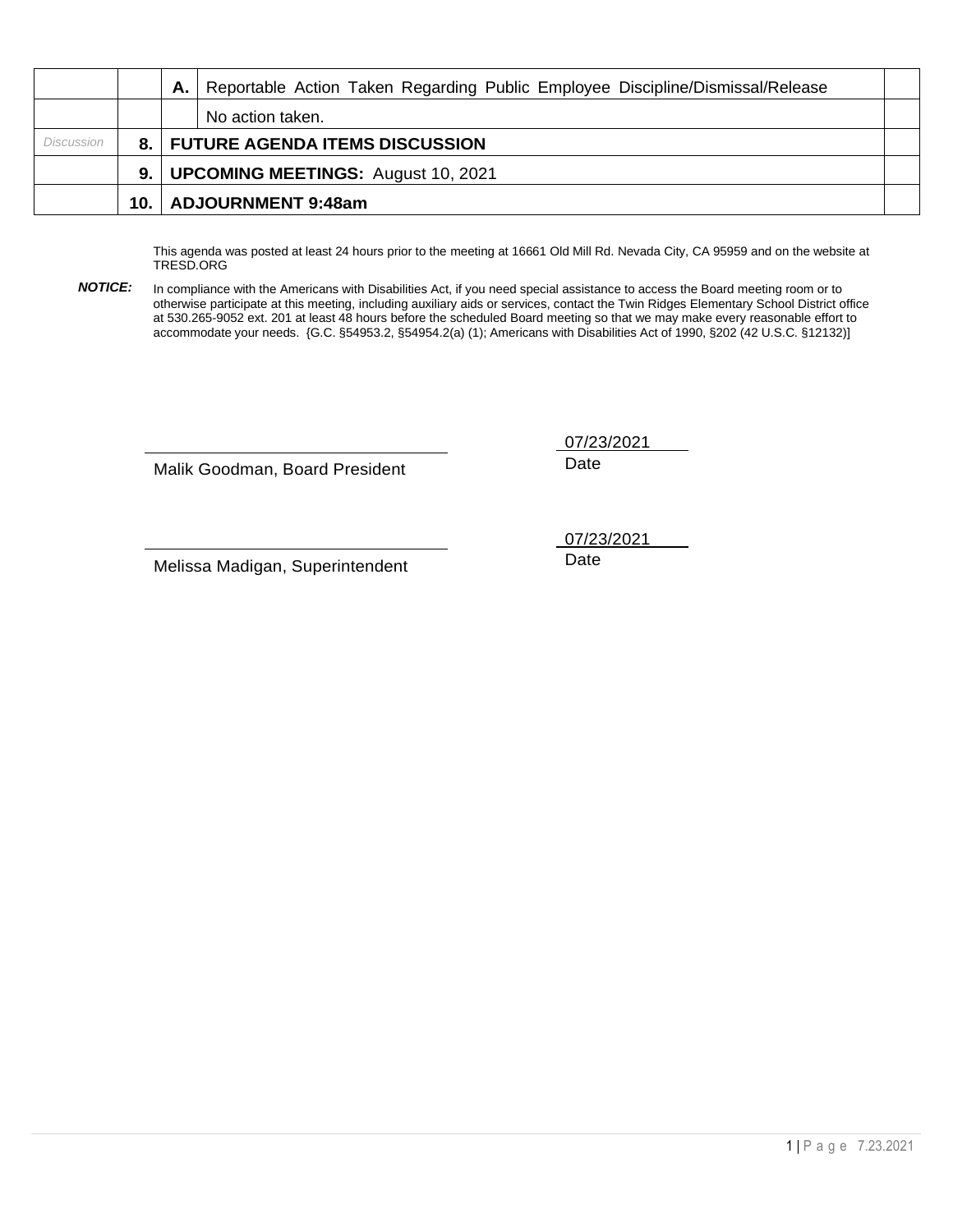| | | | | |
|---|---|---|---|---|
| | | **A.** | Reportable Action Taken Regarding Public Employee Discipline/Dismissal/Release | |
| | | | No action taken. | |
| *Discussion* | **8.** | **FUTURE AGENDA ITEMS DISCUSSION** | | |
| | **9.** | **UPCOMING MEETINGS:** August 10, 2021 | | |
| | **10.** | **ADJOURNMENT 9:48am** | | |

This agenda was posted at least 24 hours prior to the meeting at 16661 Old Mill Rd. Nevada City, CA 95959 and on the website at TRESD.ORG

***NOTICE:*** In compliance with the Americans with Disabilities Act, if you need special assistance to access the Board meeting room or to otherwise participate at this meeting, including auxiliary aids or services, contact the Twin Ridges Elementary School District office at 530.265-9052 ext. 201 at least 48 hours before the scheduled Board meeting so that we may make every reasonable effort to accommodate your needs. {G.C. §54953.2, §54954.2(a) (1); Americans with Disabilities Act of 1990, §202 (42 U.S.C. §12132)]

______________________________ 07/23/2021
Malik Goodman, Board President Date

______________________________ 07/23/2021
Melissa Madigan, Superintendent Date